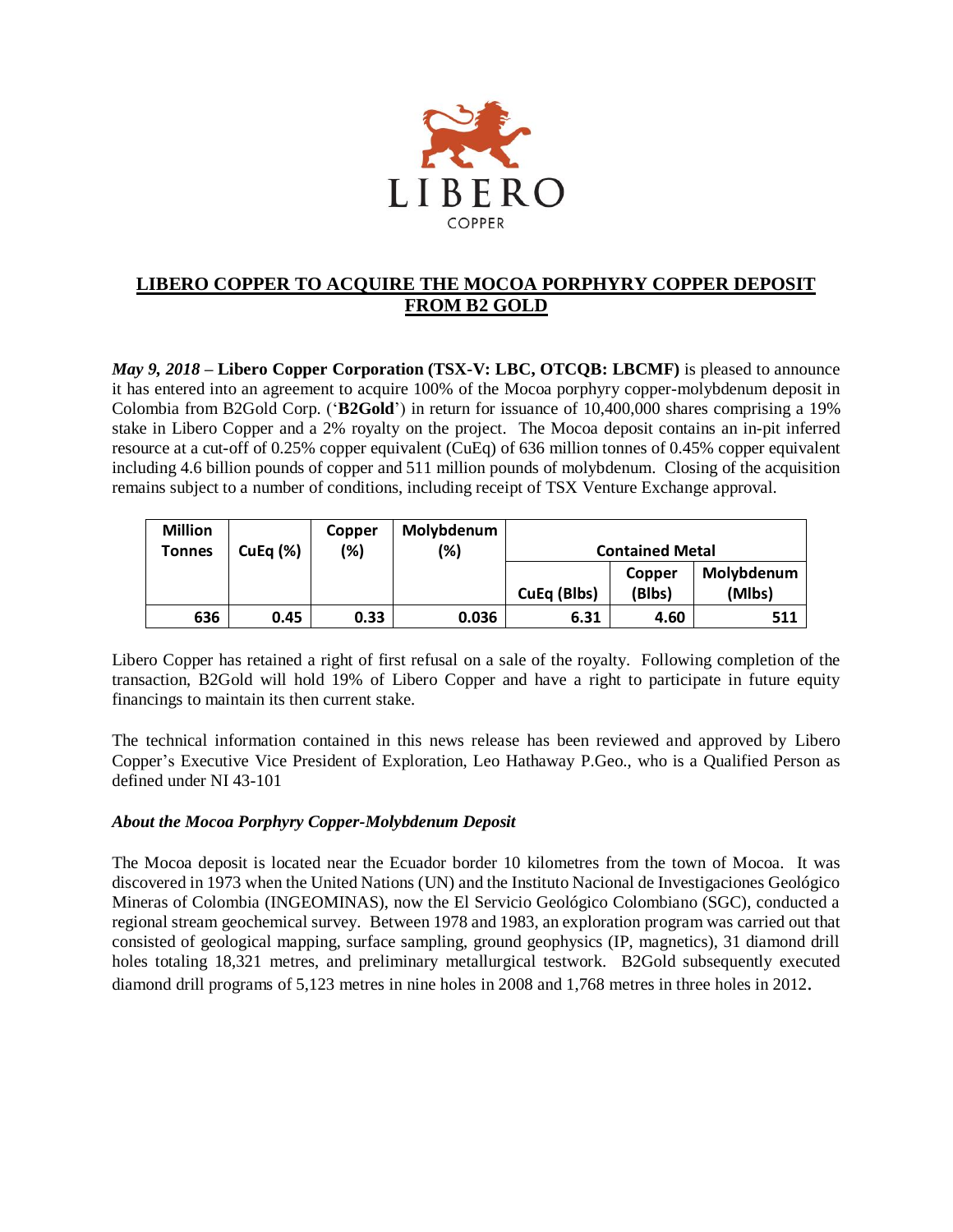LIBERO

COPPER

# LIBERO COPPER TO ACQUIRE THE MOCOA PORPHYRY COPPER DEPOSIT FROM B2 GOLD

***May 9, 2018*** **– Libero Copper Corporation (TSX-V: LBC, OTCQB: LBCMF)** is pleased to announce it has entered into an agreement to acquire 100% of the Mocoa porphyry copper-molybdenum deposit in Colombia from B2Gold Corp. ('**B2Gold**') in return for issuance of 10,400,000 shares comprising a 19% stake in Libero Copper and a 2% royalty on the project. The Mocoa deposit contains an in-pit inferred resource at a cut-off of 0.25% copper equivalent (CuEq) of 636 million tonnes of 0.45% copper equivalent including 4.6 billion pounds of copper and 511 million pounds of molybdenum. Closing of the acquisition remains subject to a number of conditions, including receipt of TSX Venture Exchange approval.

| Million Tonnes | CuEq (%) | Copper (%) | Molybdenum (%) | Contained Metal | | |
|---|---|---|---|---|---|---|
| | | | | CuEq (Blbs) | Copper (Blbs) | Molybdenum (Mlbs) |
| 636 | 0.45 | 0.33 | 0.036 | 6.31 | 4.60 | 511 |

Libero Copper has retained a right of first refusal on a sale of the royalty. Following completion of the transaction, B2Gold will hold 19% of Libero Copper and have a right to participate in future equity financings to maintain its then current stake.

The technical information contained in this news release has been reviewed and approved by Libero Copper's Executive Vice President of Exploration, Leo Hathaway P.Geo., who is a Qualified Person as defined under NI 43-101

### *About the Mocoa Porphyry Copper-Molybdenum Deposit*

The Mocoa deposit is located near the Ecuador border 10 kilometres from the town of Mocoa. It was discovered in 1973 when the United Nations (UN) and the Instituto Nacional de Investigaciones Geológico Mineras of Colombia (INGEOMINAS), now the El Servicio Geológico Colombiano (SGC), conducted a regional stream geochemical survey. Between 1978 and 1983, an exploration program was carried out that consisted of geological mapping, surface sampling, ground geophysics (IP, magnetics), 31 diamond drill holes totaling 18,321 metres, and preliminary metallurgical testwork. B2Gold subsequently executed diamond drill programs of 5,123 metres in nine holes in 2008 and 1,768 metres in three holes in 2012.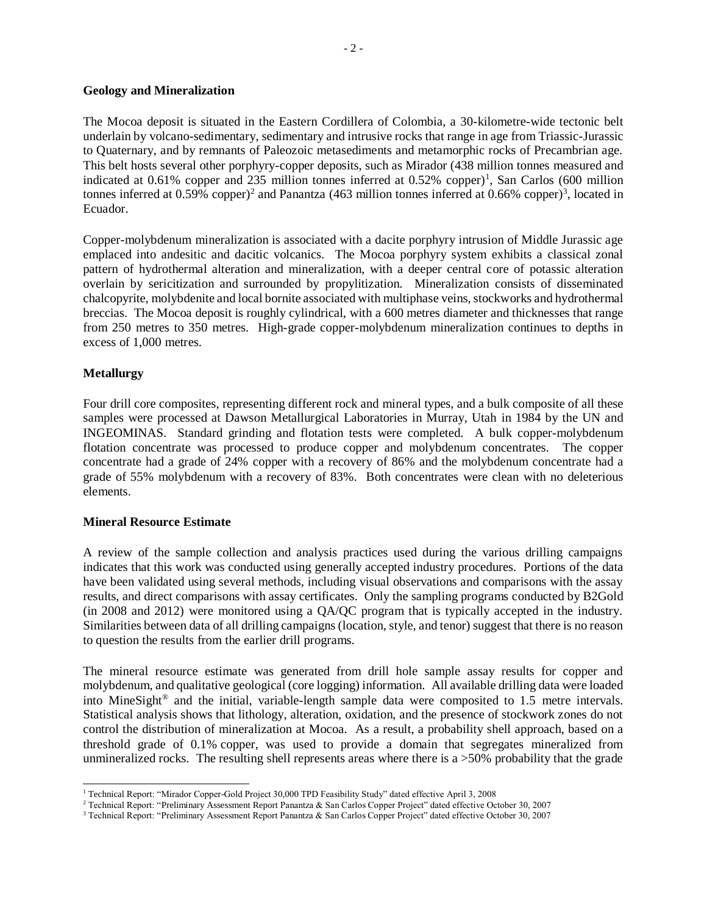**Geology and Mineralization**

The Mocoa deposit is situated in the Eastern Cordillera of Colombia, a 30-kilometre-wide tectonic belt underlain by volcano-sedimentary, sedimentary and intrusive rocks that range in age from Triassic-Jurassic to Quaternary, and by remnants of Paleozoic metasediments and metamorphic rocks of Precambrian age. This belt hosts several other porphyry-copper deposits, such as Mirador (438 million tonnes measured and indicated at 0.61% copper and 235 million tonnes inferred at 0.52% copper)[1], San Carlos (600 million tonnes inferred at 0.59% copper)[2] and Panantza (463 million tonnes inferred at 0.66% copper)[3], located in Ecuador.

Copper-molybdenum mineralization is associated with a dacite porphyry intrusion of Middle Jurassic age emplaced into andesitic and dacitic volcanics. The Mocoa porphyry system exhibits a classical zonal pattern of hydrothermal alteration and mineralization, with a deeper central core of potassic alteration overlain by sericitization and surrounded by propylitization. Mineralization consists of disseminated chalcopyrite, molybdenite and local bornite associated with multiphase veins, stockworks and hydrothermal breccias. The Mocoa deposit is roughly cylindrical, with a 600 metres diameter and thicknesses that range from 250 metres to 350 metres. High-grade copper-molybdenum mineralization continues to depths in excess of 1,000 metres.

**Metallurgy**

Four drill core composites, representing different rock and mineral types, and a bulk composite of all these samples were processed at Dawson Metallurgical Laboratories in Murray, Utah in 1984 by the UN and INGEOMINAS. Standard grinding and flotation tests were completed. A bulk copper-molybdenum flotation concentrate was processed to produce copper and molybdenum concentrates. The copper concentrate had a grade of 24% copper with a recovery of 86% and the molybdenum concentrate had a grade of 55% molybdenum with a recovery of 83%. Both concentrates were clean with no deleterious elements.

**Mineral Resource Estimate**

A review of the sample collection and analysis practices used during the various drilling campaigns indicates that this work was conducted using generally accepted industry procedures. Portions of the data have been validated using several methods, including visual observations and comparisons with the assay results, and direct comparisons with assay certificates. Only the sampling programs conducted by B2Gold (in 2008 and 2012) were monitored using a QA/QC program that is typically accepted in the industry. Similarities between data of all drilling campaigns (location, style, and tenor) suggest that there is no reason to question the results from the earlier drill programs.

The mineral resource estimate was generated from drill hole sample assay results for copper and molybdenum, and qualitative geological (core logging) information. All available drilling data were loaded into MineSight® and the initial, variable-length sample data were composited to 1.5 metre intervals. Statistical analysis shows that lithology, alteration, oxidation, and the presence of stockwork zones do not control the distribution of mineralization at Mocoa. As a result, a probability shell approach, based on a threshold grade of 0.1% copper, was used to provide a domain that segregates mineralized from unmineralized rocks. The resulting shell represents areas where there is a >50% probability that the grade

---

[1] Technical Report: "Mirador Copper-Gold Project 30,000 TPD Feasibility Study" dated effective April 3, 2008

[2] Technical Report: "Preliminary Assessment Report Panantza & San Carlos Copper Project" dated effective October 30, 2007

[3] Technical Report: "Preliminary Assessment Report Panantza & San Carlos Copper Project" dated effective October 30, 2007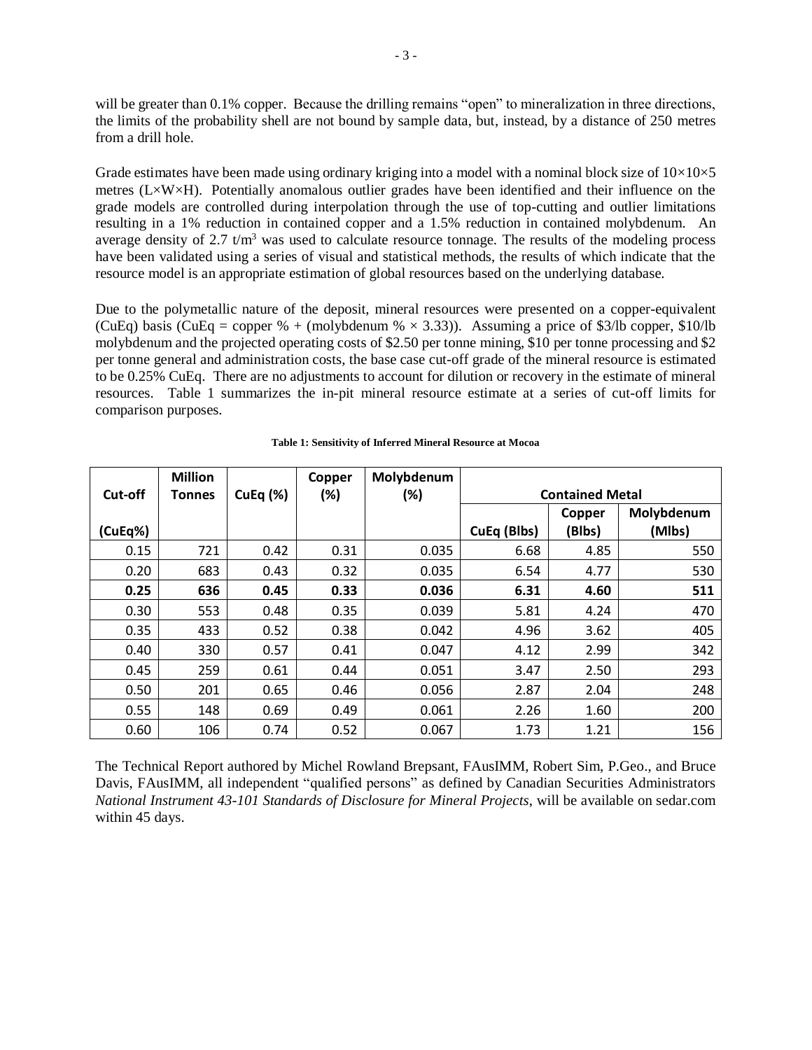will be greater than 0.1% copper. Because the drilling remains "open" to mineralization in three directions, the limits of the probability shell are not bound by sample data, but, instead, by a distance of 250 metres from a drill hole.

Grade estimates have been made using ordinary kriging into a model with a nominal block size of 10×10×5 metres (L×W×H). Potentially anomalous outlier grades have been identified and their influence on the grade models are controlled during interpolation through the use of top-cutting and outlier limitations resulting in a 1% reduction in contained copper and a 1.5% reduction in contained molybdenum. An average density of 2.7 $t/m^3$ was used to calculate resource tonnage. The results of the modeling process have been validated using a series of visual and statistical methods, the results of which indicate that the resource model is an appropriate estimation of global resources based on the underlying database.

Due to the polymetallic nature of the deposit, mineral resources were presented on a copper-equivalent (CuEq) basis (CuEq = copper % + (molybdenum % × 3.33)). Assuming a price of $3/lb copper, $10/lb molybdenum and the projected operating costs of $2.50 per tonne mining, $10 per tonne processing and $2 per tonne general and administration costs, the base case cut-off grade of the mineral resource is estimated to be 0.25% CuEq. There are no adjustments to account for dilution or recovery in the estimate of mineral resources. Table 1 summarizes the in-pit mineral resource estimate at a series of cut-off limits for comparison purposes.

**Table 1: Sensitivity of Inferred Mineral Resource at Mocoa**

| Cut-off | Million Tonnes | CuEq (%) | Copper (%) | Molybdenum (%) | Contained Metal | | |
|---|---|---|---|---|---|---|---|
| (CuEq%) | | | | | CuEq (Blbs) | Copper (Blbs) | Molybdenum (Mlbs) |
| 0.15 | 721 | 0.42 | 0.31 | 0.035 | 6.68 | 4.85 | 550 |
| 0.20 | 683 | 0.43 | 0.32 | 0.035 | 6.54 | 4.77 | 530 |
| **0.25** | **636** | **0.45** | **0.33** | **0.036** | **6.31** | **4.60** | **511** |
| 0.30 | 553 | 0.48 | 0.35 | 0.039 | 5.81 | 4.24 | 470 |
| 0.35 | 433 | 0.52 | 0.38 | 0.042 | 4.96 | 3.62 | 405 |
| 0.40 | 330 | 0.57 | 0.41 | 0.047 | 4.12 | 2.99 | 342 |
| 0.45 | 259 | 0.61 | 0.44 | 0.051 | 3.47 | 2.50 | 293 |
| 0.50 | 201 | 0.65 | 0.46 | 0.056 | 2.87 | 2.04 | 248 |
| 0.55 | 148 | 0.69 | 0.49 | 0.061 | 2.26 | 1.60 | 200 |
| 0.60 | 106 | 0.74 | 0.52 | 0.067 | 1.73 | 1.21 | 156 |

The Technical Report authored by Michel Rowland Brepsant, FAusIMM, Robert Sim, P.Geo., and Bruce Davis, FAusIMM, all independent "qualified persons" as defined by Canadian Securities Administrators *National Instrument 43-101 Standards of Disclosure for Mineral Projects*, will be available on sedar.com within 45 days.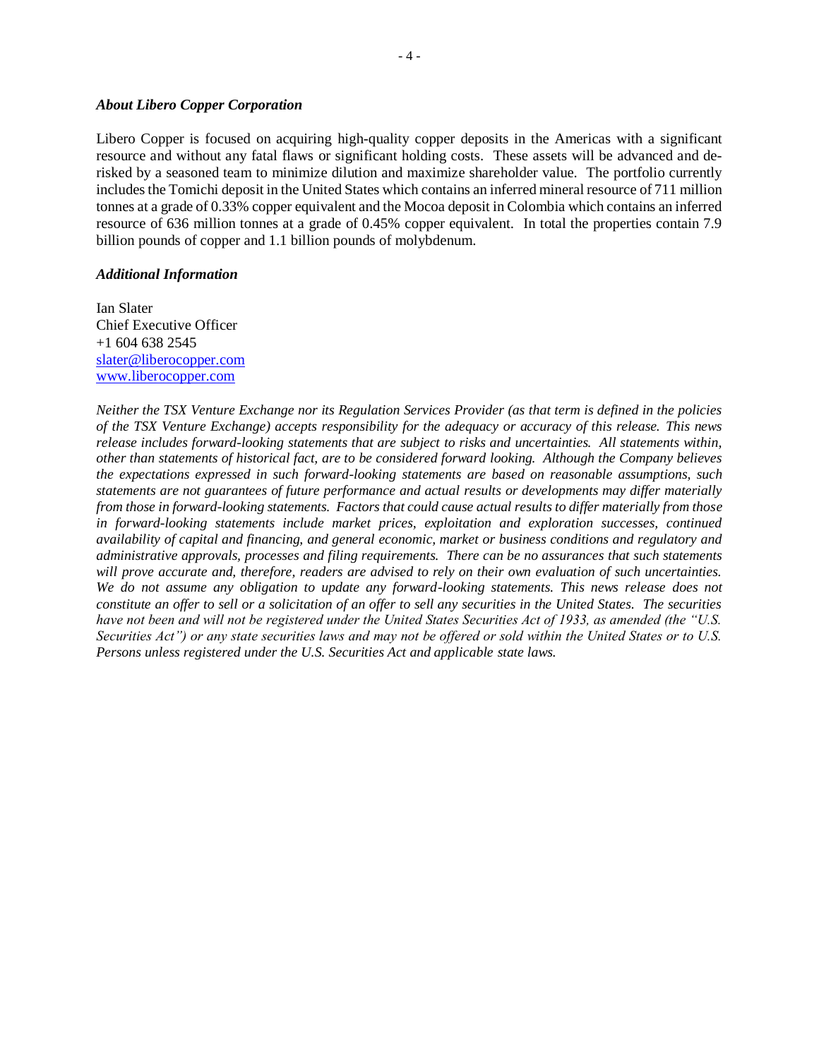### *About Libero Copper Corporation*

Libero Copper is focused on acquiring high-quality copper deposits in the Americas with a significant resource and without any fatal flaws or significant holding costs. These assets will be advanced and de-risked by a seasoned team to minimize dilution and maximize shareholder value. The portfolio currently includes the Tomichi deposit in the United States which contains an inferred mineral resource of 711 million tonnes at a grade of 0.33% copper equivalent and the Mocoa deposit in Colombia which contains an inferred resource of 636 million tonnes at a grade of 0.45% copper equivalent. In total the properties contain 7.9 billion pounds of copper and 1.1 billion pounds of molybdenum.

### *Additional Information*

Ian Slater
Chief Executive Officer
+1 604 638 2545
slater@liberocopper.com
www.liberocopper.com

*Neither the TSX Venture Exchange nor its Regulation Services Provider (as that term is defined in the policies of the TSX Venture Exchange) accepts responsibility for the adequacy or accuracy of this release. This news release includes forward-looking statements that are subject to risks and uncertainties. All statements within, other than statements of historical fact, are to be considered forward looking. Although the Company believes the expectations expressed in such forward-looking statements are based on reasonable assumptions, such statements are not guarantees of future performance and actual results or developments may differ materially from those in forward-looking statements. Factors that could cause actual results to differ materially from those in forward-looking statements include market prices, exploitation and exploration successes, continued availability of capital and financing, and general economic, market or business conditions and regulatory and administrative approvals, processes and filing requirements. There can be no assurances that such statements will prove accurate and, therefore, readers are advised to rely on their own evaluation of such uncertainties. We do not assume any obligation to update any forward-looking statements. This news release does not constitute an offer to sell or a solicitation of an offer to sell any securities in the United States. The securities have not been and will not be registered under the United States Securities Act of 1933, as amended (the "U.S. Securities Act") or any state securities laws and may not be offered or sold within the United States or to U.S. Persons unless registered under the U.S. Securities Act and applicable state laws.*